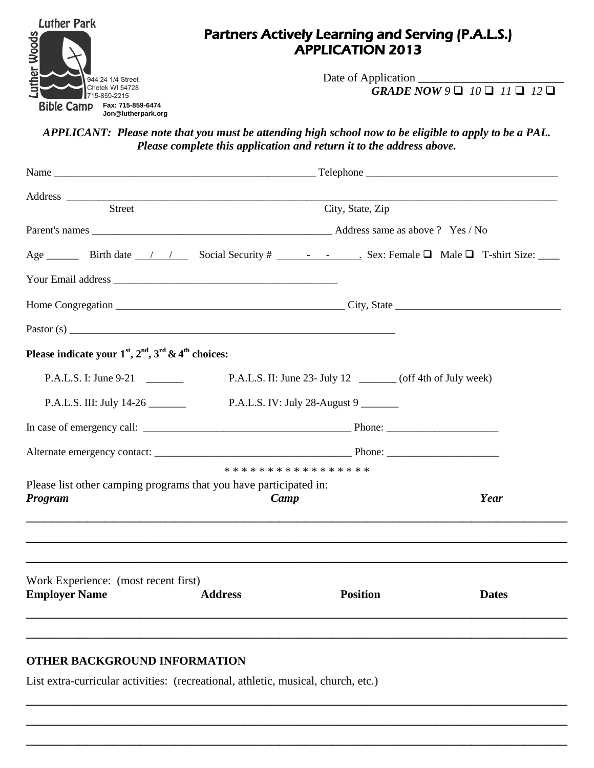Luther Park
Luther Woods
Bible Camp

944 24 1/4 Street
Chetek WI 54728
715-859-2215
Fax: 715-859-6474
Jon@lutherpark.org

# Partners Actively Learning and Serving (P.A.L.S.) APPLICATION 2013

Date of Application ________________________

***GRADE NOW*** *9* ❑ *10* ❑ *11* ❑ *12* ❑

***APPLICANT: Please note that you must be attending high school now to be eligible to apply to be a PAL. Please complete this application and return it to the address above.***

Name ________________________________________________ Telephone __________________________________

Address ________________________________________________________________________________________
Street City, State, Zip

Parent's names ____________________________________________ Address same as above ? Yes / No

Age ______ Birth date ___/___/___ Social Security # _____-___-______. Sex: Female ❑ Male ❑ T-shirt Size: ____

Your Email address _________________________________________

Home Congregation ___________________________________________ City, State ______________________________

Pastor (s) ____________________________________________________________

**Please indicate your 1st, 2nd, 3rd & 4th choices:**

P.A.L.S. I: June 9-21 _______ P.A.L.S. II: June 23- July 12 _______ (off 4th of July week)

P.A.L.S. III: July 14-26 _______ P.A.L.S. IV: July 28-August 9 _______

In case of emergency call: _______________________________________ Phone: _____________________

Alternate emergency contact: ____________________________________ Phone: _____________________

* * * * * * * * * * * * * * * * *

Please list other camping programs that you have participated in:

| ***Program*** | ***Camp*** | ***Year*** |
|---|---|---|
| | | |
| | | |
| | | |

Work Experience: (most recent first)

| **Employer Name** | **Address** | **Position** | **Dates** |
|---|---|---|---|
| | | | |
| | | | |

## OTHER BACKGROUND INFORMATION

List extra-curricular activities: (recreational, athletic, musical, church, etc.)

________________________________________________________________________________________

________________________________________________________________________________________

________________________________________________________________________________________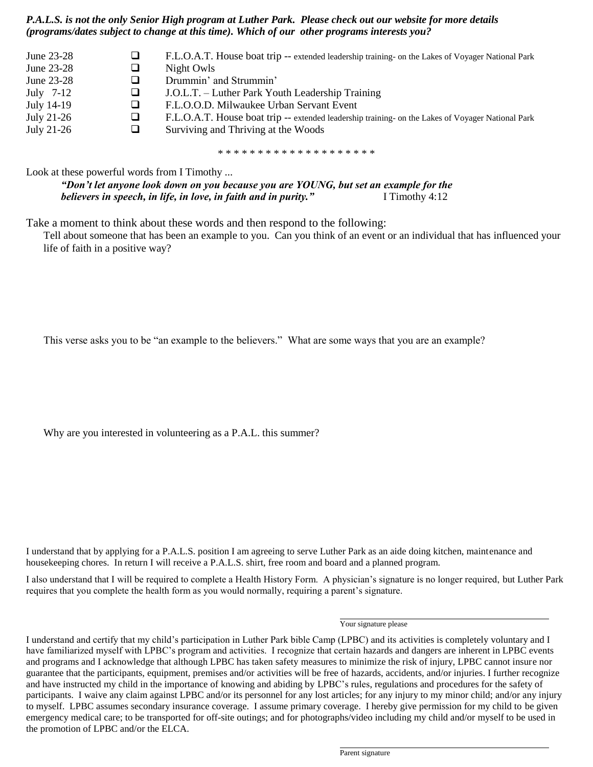***P.A.L.S. is not the only Senior High program at Luther Park. Please check out our website for more details (programs/dates subject to change at this time). Which of our other programs interests you?***

| | | |
|---|---|---|
| June 23-28 | ❑ | F.L.O.A.T. House boat trip -- extended leadership training- on the Lakes of Voyager National Park |
| June 23-28 | ❑ | Night Owls |
| June 23-28 | ❑ | Drummin' and Strummin' |
| July 7-12 | ❑ | J.O.L.T. – Luther Park Youth Leadership Training |
| July 14-19 | ❑ | F.L.O.O.D. Milwaukee Urban Servant Event |
| July 21-26 | ❑ | F.L.O.A.T. House boat trip -- extended leadership training- on the Lakes of Voyager National Park |
| July 21-26 | ❑ | Surviving and Thriving at the Woods |

* * * * * * * * * * * * * * * * * * *

Look at these powerful words from I Timothy ...

> ***"Don't let anyone look down on you because you are YOUNG, but set an example for the believers in speech, in life, in love, in faith and in purity."*** I Timothy 4:12

Take a moment to think about these words and then respond to the following:

Tell about someone that has been an example to you. Can you think of an event or an individual that has influenced your life of faith in a positive way?

This verse asks you to be "an example to the believers." What are some ways that you are an example?

Why are you interested in volunteering as a P.A.L. this summer?

I understand that by applying for a P.A.L.S. position I am agreeing to serve Luther Park as an aide doing kitchen, maintenance and housekeeping chores. In return I will receive a P.A.L.S. shirt, free room and board and a planned program.

I also understand that I will be required to complete a Health History Form. A physician's signature is no longer required, but Luther Park requires that you complete the health form as you would normally, requiring a parent's signature.

______________________________
Your signature please

I understand and certify that my child's participation in Luther Park bible Camp (LPBC) and its activities is completely voluntary and I have familiarized myself with LPBC's program and activities. I recognize that certain hazards and dangers are inherent in LPBC events and programs and I acknowledge that although LPBC has taken safety measures to minimize the risk of injury, LPBC cannot insure nor guarantee that the participants, equipment, premises and/or activities will be free of hazards, accidents, and/or injuries. I further recognize and have instructed my child in the importance of knowing and abiding by LPBC's rules, regulations and procedures for the safety of participants. I waive any claim against LPBC and/or its personnel for any lost articles; for any injury to my minor child; and/or any injury to myself. LPBC assumes secondary insurance coverage. I assume primary coverage. I hereby give permission for my child to be given emergency medical care; to be transported for off-site outings; and for photographs/video including my child and/or myself to be used in the promotion of LPBC and/or the ELCA.

______________________________
Parent signature